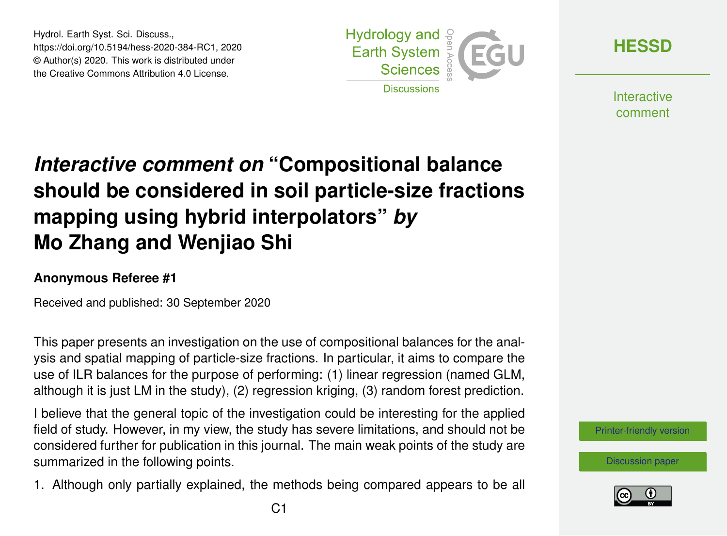# *Interactive comment on* "Compositional balance should be considered in soil particle-size fractions mapping using hybrid interpolators" *by* Mo Zhang and Wenjiao Shi

**Anonymous Referee #1**

Received and published: 30 September 2020

This paper presents an investigation on the use of compositional balances for the analysis and spatial mapping of particle-size fractions. In particular, it aims to compare the use of ILR balances for the purpose of performing: (1) linear regression (named GLM, although it is just LM in the study), (2) regression kriging, (3) random forest prediction.

I believe that the general topic of the investigation could be interesting for the applied field of study. However, in my view, the study has severe limitations, and should not be considered further for publication in this journal. The main weak points of the study are summarized in the following points.

1. Although only partially explained, the methods being compared appears to be all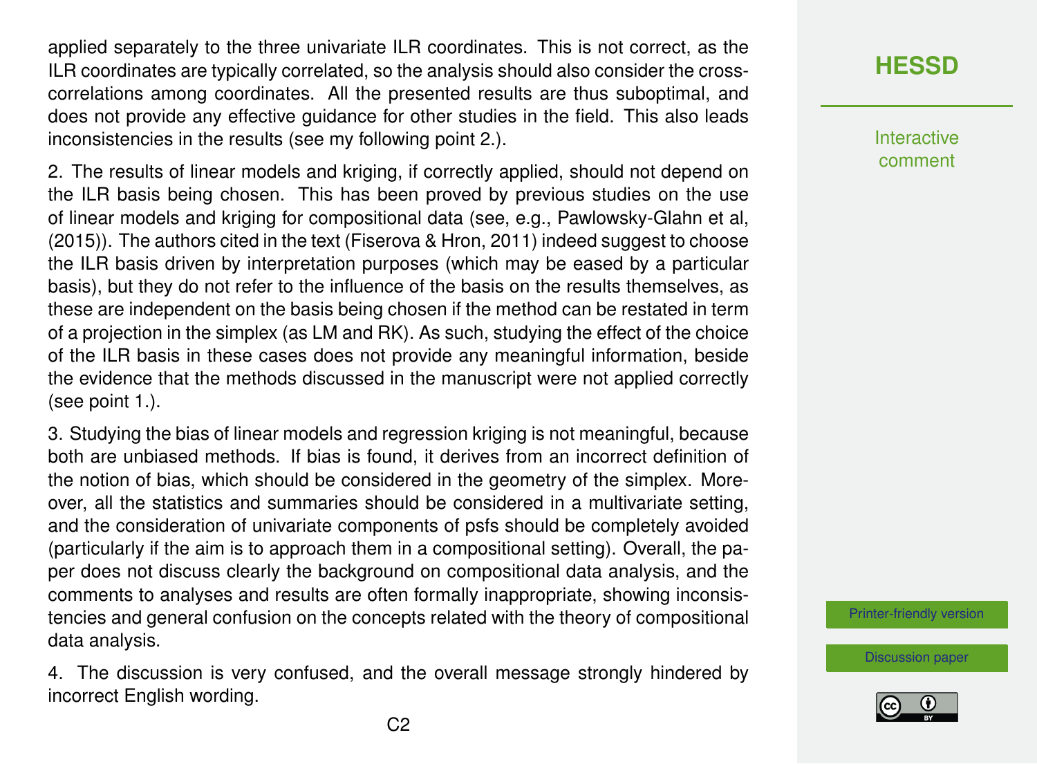applied separately to the three univariate ILR coordinates. This is not correct, as the ILR coordinates are typically correlated, so the analysis should also consider the cross-correlations among coordinates. All the presented results are thus suboptimal, and does not provide any effective guidance for other studies in the field. This also leads inconsistencies in the results (see my following point 2.).

2. The results of linear models and kriging, if correctly applied, should not depend on the ILR basis being chosen. This has been proved by previous studies on the use of linear models and kriging for compositional data (see, e.g., Pawlowsky-Glahn et al, (2015)). The authors cited in the text (Fiserova & Hron, 2011) indeed suggest to choose the ILR basis driven by interpretation purposes (which may be eased by a particular basis), but they do not refer to the influence of the basis on the results themselves, as these are independent on the basis being chosen if the method can be restated in term of a projection in the simplex (as LM and RK). As such, studying the effect of the choice of the ILR basis in these cases does not provide any meaningful information, beside the evidence that the methods discussed in the manuscript were not applied correctly (see point 1.).

3. Studying the bias of linear models and regression kriging is not meaningful, because both are unbiased methods. If bias is found, it derives from an incorrect definition of the notion of bias, which should be considered in the geometry of the simplex. Moreover, all the statistics and summaries should be considered in a multivariate setting, and the consideration of univariate components of psfs should be completely avoided (particularly if the aim is to approach them in a compositional setting). Overall, the paper does not discuss clearly the background on compositional data analysis, and the comments to analyses and results are often formally inappropriate, showing inconsistencies and general confusion on the concepts related with the theory of compositional data analysis.

4. The discussion is very confused, and the overall message strongly hindered by incorrect English wording.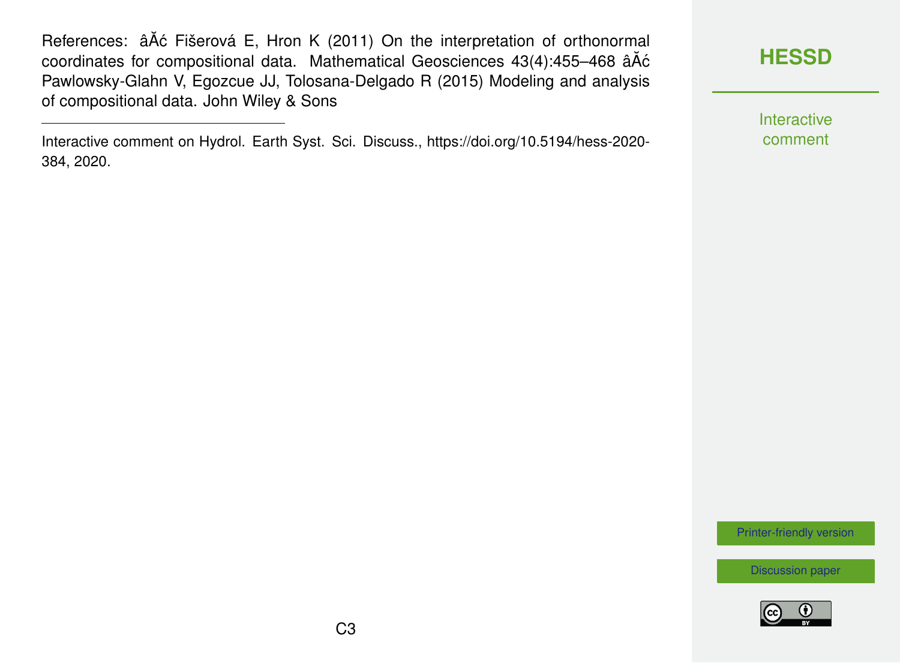References: âĂć Fišerová E, Hron K (2011) On the interpretation of orthonormal coordinates for compositional data. Mathematical Geosciences 43(4):455–468 âĂć Pawlowsky-Glahn V, Egozcue JJ, Tolosana-Delgado R (2015) Modeling and analysis of compositional data. John Wiley & Sons

---

Interactive comment on Hydrol. Earth Syst. Sci. Discuss., https://doi.org/10.5194/hess-2020-384, 2020.